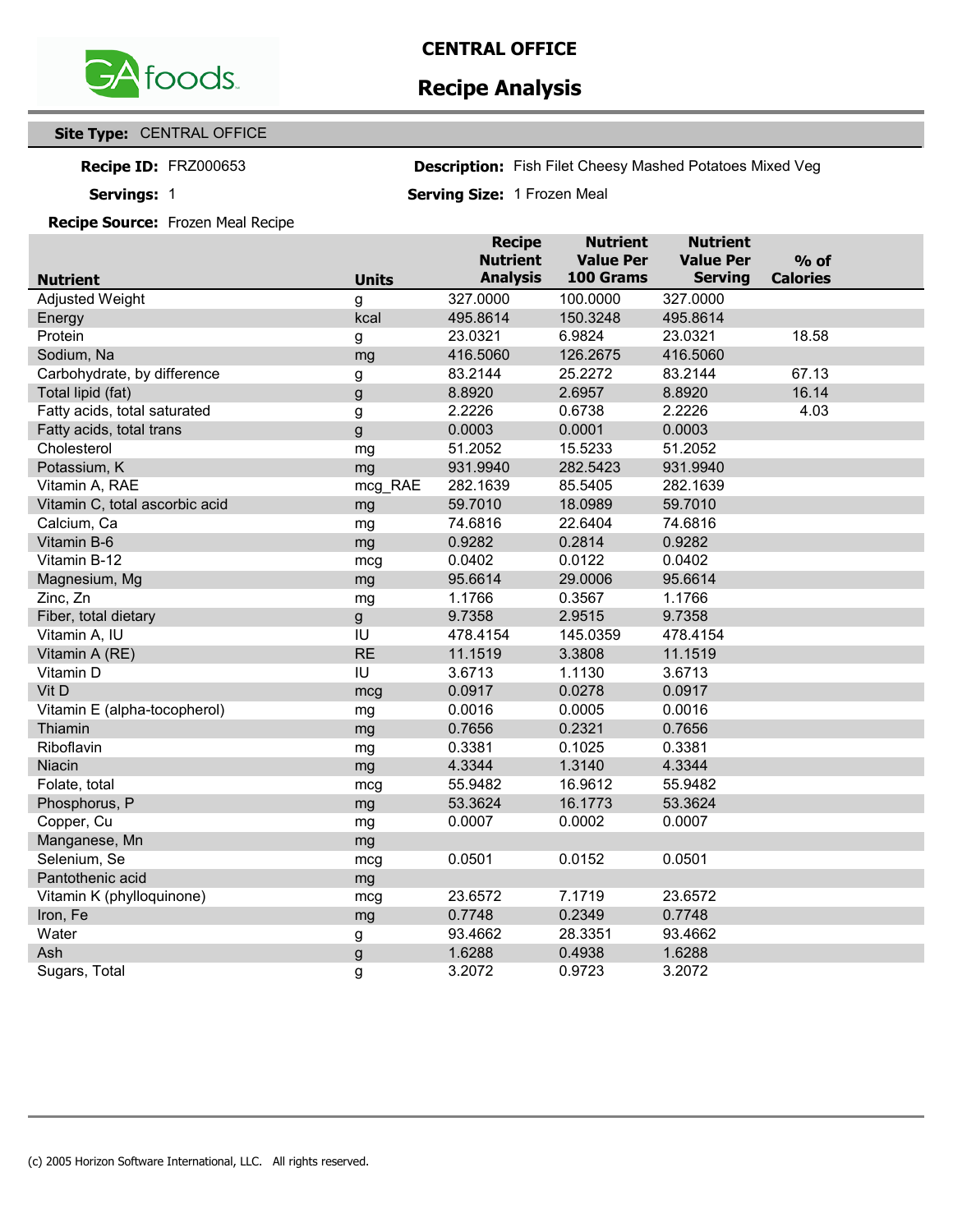GA foods

# CENTRAL OFFICE

## Recipe Analysis

**Site Type:** CENTRAL OFFICE

**Recipe ID:** FRZ000653 **Description:** Fish Filet Cheesy Mashed Potatoes Mixed Veg

**Servings:** 1 **Serving Size:** 1 Frozen Meal

**Recipe Source:** Frozen Meal Recipe

| Nutrient | Units | Recipe Nutrient Analysis | Nutrient Value Per 100 Grams | Nutrient Value Per Serving | % of Calories |
|---|---|---|---|---|---|
| Adjusted Weight | g | 327.0000 | 100.0000 | 327.0000 | |
| Energy | kcal | 495.8614 | 150.3248 | 495.8614 | |
| Protein | g | 23.0321 | 6.9824 | 23.0321 | 18.58 |
| Sodium, Na | mg | 416.5060 | 126.2675 | 416.5060 | |
| Carbohydrate, by difference | g | 83.2144 | 25.2272 | 83.2144 | 67.13 |
| Total lipid (fat) | g | 8.8920 | 2.6957 | 8.8920 | 16.14 |
| Fatty acids, total saturated | g | 2.2226 | 0.6738 | 2.2226 | 4.03 |
| Fatty acids, total trans | g | 0.0003 | 0.0001 | 0.0003 | |
| Cholesterol | mg | 51.2052 | 15.5233 | 51.2052 | |
| Potassium, K | mg | 931.9940 | 282.5423 | 931.9940 | |
| Vitamin A, RAE | mcg_RAE | 282.1639 | 85.5405 | 282.1639 | |
| Vitamin C, total ascorbic acid | mg | 59.7010 | 18.0989 | 59.7010 | |
| Calcium, Ca | mg | 74.6816 | 22.6404 | 74.6816 | |
| Vitamin B-6 | mg | 0.9282 | 0.2814 | 0.9282 | |
| Vitamin B-12 | mcg | 0.0402 | 0.0122 | 0.0402 | |
| Magnesium, Mg | mg | 95.6614 | 29.0006 | 95.6614 | |
| Zinc, Zn | mg | 1.1766 | 0.3567 | 1.1766 | |
| Fiber, total dietary | g | 9.7358 | 2.9515 | 9.7358 | |
| Vitamin A, IU | IU | 478.4154 | 145.0359 | 478.4154 | |
| Vitamin A (RE) | RE | 11.1519 | 3.3808 | 11.1519 | |
| Vitamin D | IU | 3.6713 | 1.1130 | 3.6713 | |
| Vit D | mcg | 0.0917 | 0.0278 | 0.0917 | |
| Vitamin E (alpha-tocopherol) | mg | 0.0016 | 0.0005 | 0.0016 | |
| Thiamin | mg | 0.7656 | 0.2321 | 0.7656 | |
| Riboflavin | mg | 0.3381 | 0.1025 | 0.3381 | |
| Niacin | mg | 4.3344 | 1.3140 | 4.3344 | |
| Folate, total | mcg | 55.9482 | 16.9612 | 55.9482 | |
| Phosphorus, P | mg | 53.3624 | 16.1773 | 53.3624 | |
| Copper, Cu | mg | 0.0007 | 0.0002 | 0.0007 | |
| Manganese, Mn | mg | | | | |
| Selenium, Se | mcg | 0.0501 | 0.0152 | 0.0501 | |
| Pantothenic acid | mg | | | | |
| Vitamin K (phylloquinone) | mcg | 23.6572 | 7.1719 | 23.6572 | |
| Iron, Fe | mg | 0.7748 | 0.2349 | 0.7748 | |
| Water | g | 93.4662 | 28.3351 | 93.4662 | |
| Ash | g | 1.6288 | 0.4938 | 1.6288 | |
| Sugars, Total | g | 3.2072 | 0.9723 | 3.2072 | |

(c) 2005 Horizon Software International, LLC. All rights reserved.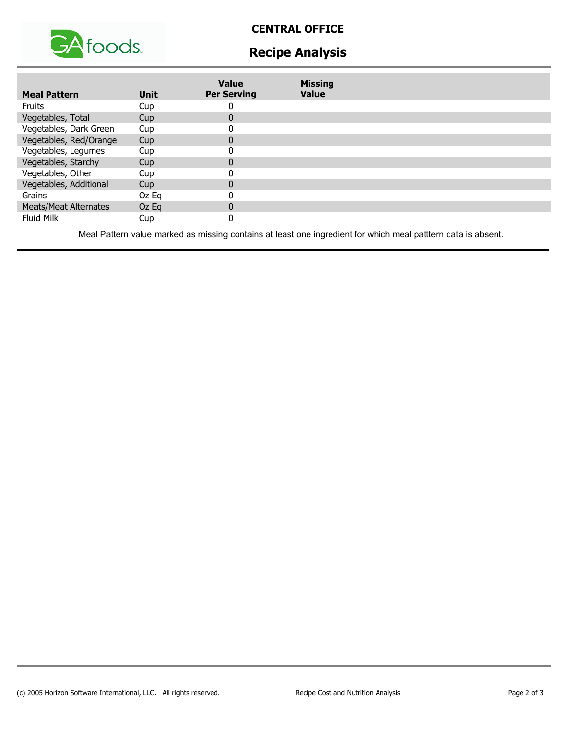**CENTRAL OFFICE**

# Recipe Analysis

| Meal Pattern | Unit | Value Per Serving | Missing Value |
|---|---|---|---|
| Fruits | Cup | 0 | |
| Vegetables, Total | Cup | 0 | |
| Vegetables, Dark Green | Cup | 0 | |
| Vegetables, Red/Orange | Cup | 0 | |
| Vegetables, Legumes | Cup | 0 | |
| Vegetables, Starchy | Cup | 0 | |
| Vegetables, Other | Cup | 0 | |
| Vegetables, Additional | Cup | 0 | |
| Grains | Oz Eq | 0 | |
| Meats/Meat Alternates | Oz Eq | 0 | |
| Fluid Milk | Cup | 0 | |

Meal Pattern value marked as missing contains at least one ingredient for which meal patttern data is absent.

(c) 2005 Horizon Software International, LLC. All rights reserved.

Recipe Cost and Nutrition Analysis